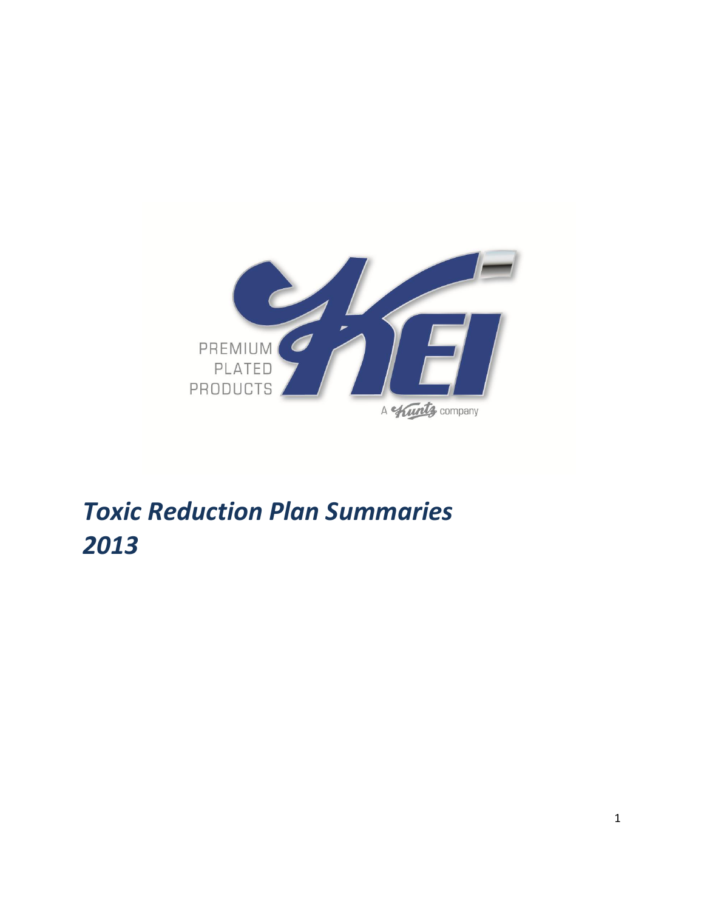PREMIUM PLATED PRODUCTS

KEI

A Kuntz company

# *Toxic Reduction Plan Summaries 2013*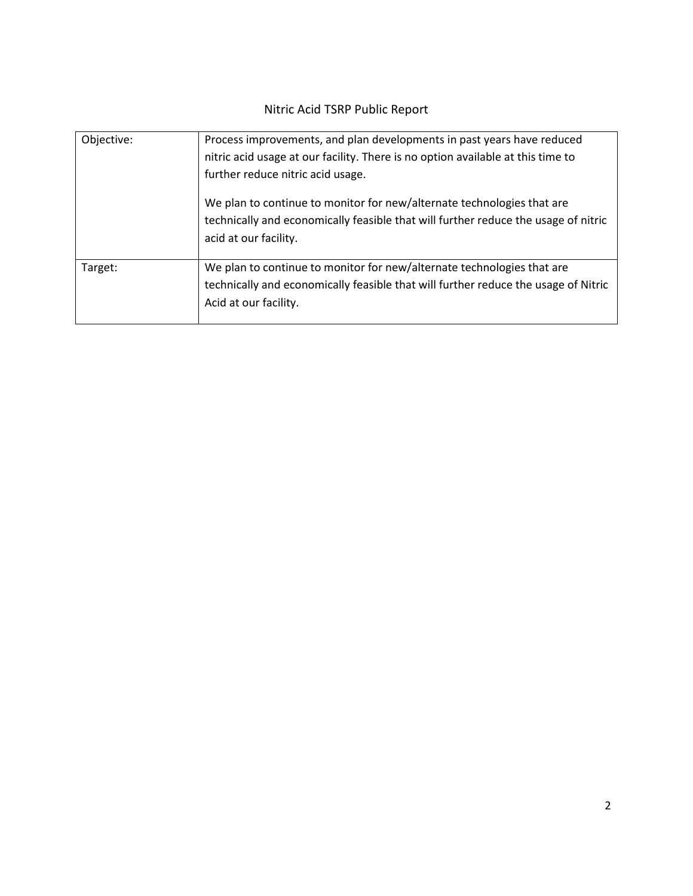# Nitric Acid TSRP Public Report

| | |
|---|---|
| Objective: | Process improvements, and plan developments in past years have reduced nitric acid usage at our facility. There is no option available at this time to further reduce nitric acid usage.<br><br>We plan to continue to monitor for new/alternate technologies that are technically and economically feasible that will further reduce the usage of nitric acid at our facility. |
| Target: | We plan to continue to monitor for new/alternate technologies that are technically and economically feasible that will further reduce the usage of Nitric Acid at our facility. |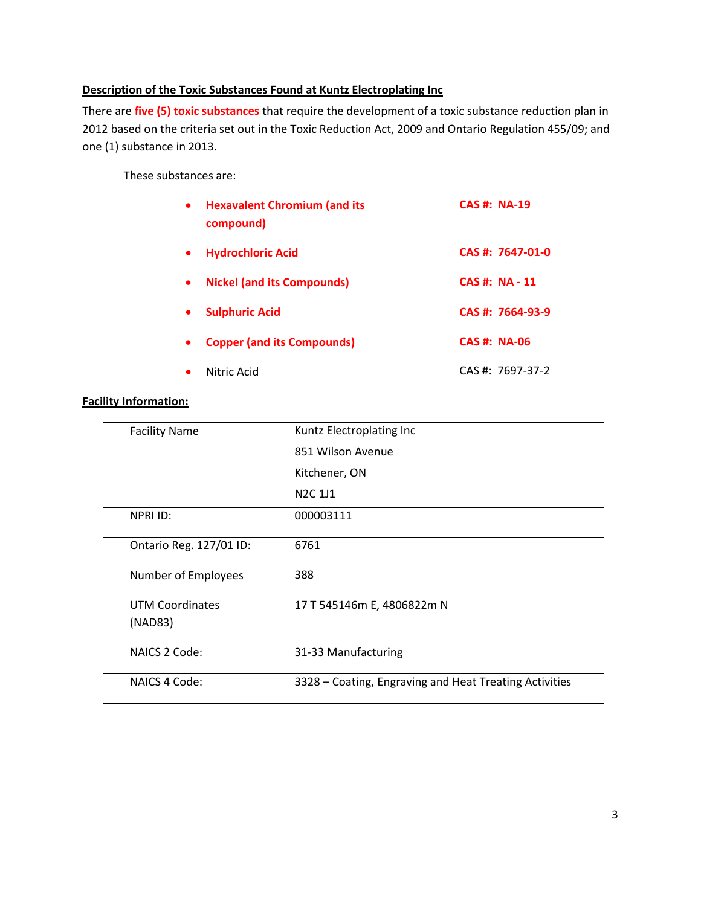## Description of the Toxic Substances Found at Kuntz Electroplating Inc

There are **five (5) toxic substances** that require the development of a toxic substance reduction plan in 2012 based on the criteria set out in the Toxic Reduction Act, 2009 and Ontario Regulation 455/09; and one (1) substance in 2013.

These substances are:

- **Hexavalent Chromium (and its compound)** — **CAS #: NA-19**
- **Hydrochloric Acid** — **CAS #: 7647-01-0**
- **Nickel (and its Compounds)** — **CAS #: NA - 11**
- **Sulphuric Acid** — **CAS #: 7664-93-9**
- **Copper (and its Compounds)** — **CAS #: NA-06**
- Nitric Acid — CAS #: 7697-37-2

## Facility Information:

| | |
|---|---|
| Facility Name | Kuntz Electroplating Inc<br>851 Wilson Avenue<br>Kitchener, ON<br>N2C 1J1 |
| NPRI ID: | 000003111 |
| Ontario Reg. 127/01 ID: | 6761 |
| Number of Employees | 388 |
| UTM Coordinates (NAD83) | 17 T 545146m E, 4806822m N |
| NAICS 2 Code: | 31-33 Manufacturing |
| NAICS 4 Code: | 3328 – Coating, Engraving and Heat Treating Activities |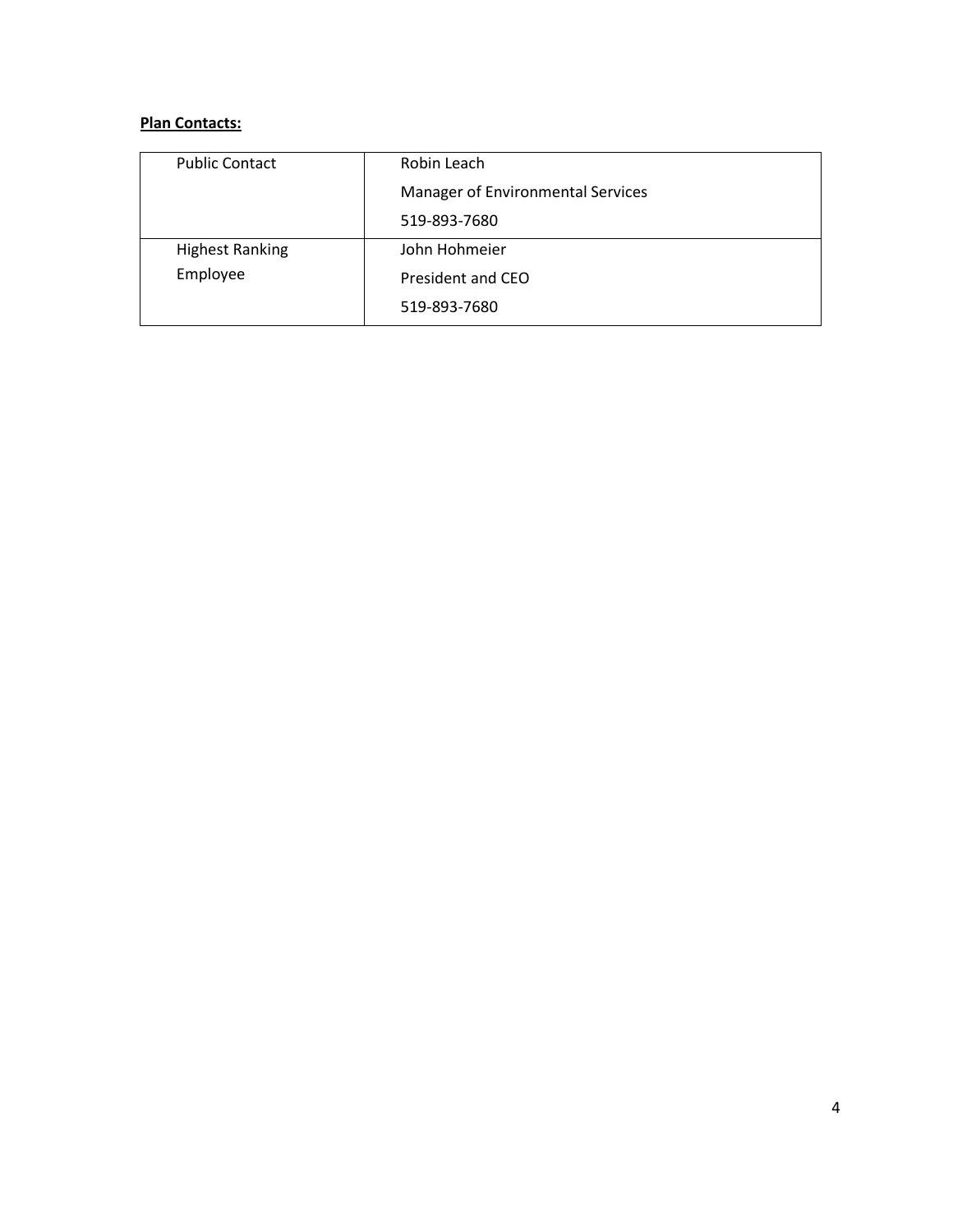**Plan Contacts:**

| | |
|---|---|
| Public Contact | Robin Leach<br>Manager of Environmental Services<br>519-893-7680 |
| Highest Ranking Employee | John Hohmeier<br>President and CEO<br>519-893-7680 |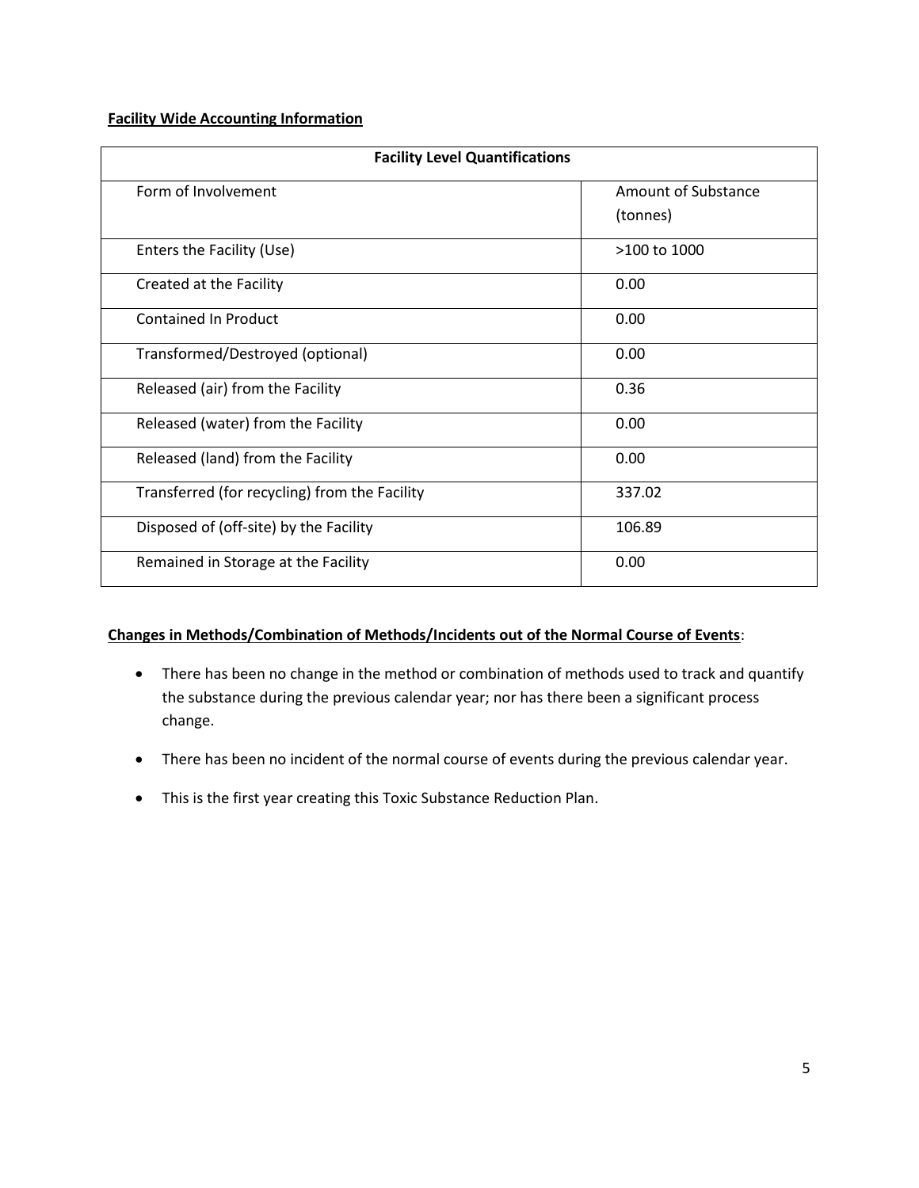**Facility Wide Accounting Information**

| Facility Level Quantifications | |
|---|---|
| Form of Involvement | Amount of Substance (tonnes) |
| Enters the Facility (Use) | >100 to 1000 |
| Created at the Facility | 0.00 |
| Contained In Product | 0.00 |
| Transformed/Destroyed (optional) | 0.00 |
| Released (air) from the Facility | 0.36 |
| Released (water) from the Facility | 0.00 |
| Released (land) from the Facility | 0.00 |
| Transferred (for recycling) from the Facility | 337.02 |
| Disposed of (off-site) by the Facility | 106.89 |
| Remained in Storage at the Facility | 0.00 |

**Changes in Methods/Combination of Methods/Incidents out of the Normal Course of Events**:

- There has been no change in the method or combination of methods used to track and quantify the substance during the previous calendar year; nor has there been a significant process change.
- There has been no incident of the normal course of events during the previous calendar year.
- This is the first year creating this Toxic Substance Reduction Plan.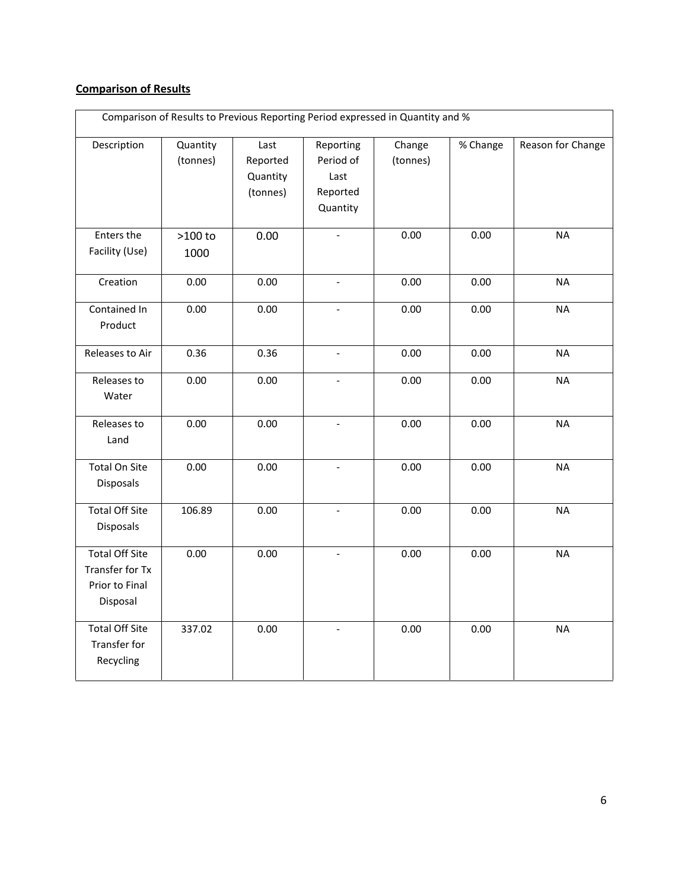## Comparison of Results

| Comparison of Results to Previous Reporting Period expressed in Quantity and % | | | | | | |
|---|---|---|---|---|---|---|
| Description | Quantity (tonnes) | Last Reported Quantity (tonnes) | Reporting Period of Last Reported Quantity | Change (tonnes) | % Change | Reason for Change |
| Enters the Facility (Use) | >100 to 1000 | 0.00 | - | 0.00 | 0.00 | NA |
| Creation | 0.00 | 0.00 | - | 0.00 | 0.00 | NA |
| Contained In Product | 0.00 | 0.00 | - | 0.00 | 0.00 | NA |
| Releases to Air | 0.36 | 0.36 | - | 0.00 | 0.00 | NA |
| Releases to Water | 0.00 | 0.00 | - | 0.00 | 0.00 | NA |
| Releases to Land | 0.00 | 0.00 | - | 0.00 | 0.00 | NA |
| Total On Site Disposals | 0.00 | 0.00 | - | 0.00 | 0.00 | NA |
| Total Off Site Disposals | 106.89 | 0.00 | - | 0.00 | 0.00 | NA |
| Total Off Site Transfer for Tx Prior to Final Disposal | 0.00 | 0.00 | - | 0.00 | 0.00 | NA |
| Total Off Site Transfer for Recycling | 337.02 | 0.00 | - | 0.00 | 0.00 | NA |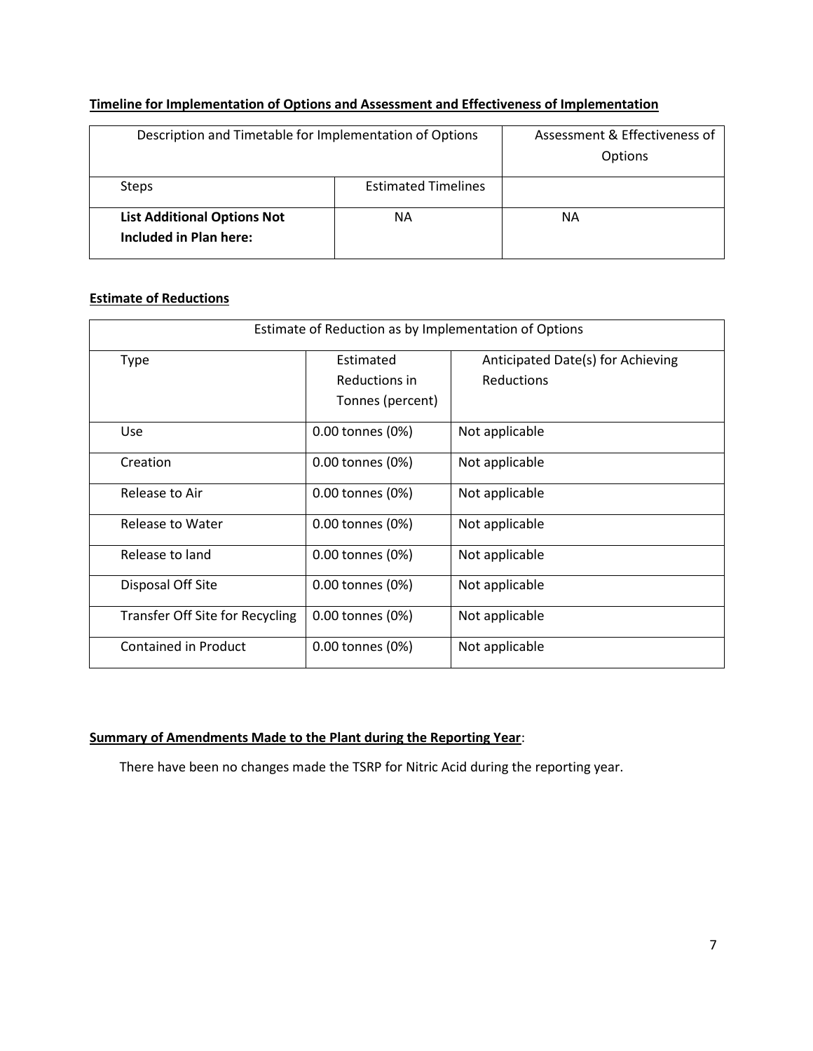**Timeline for Implementation of Options and Assessment and Effectiveness of Implementation**

| Description and Timetable for Implementation of Options | | Assessment & Effectiveness of Options |
|---|---|---|
| Steps | Estimated Timelines | |
| **List Additional Options Not Included in Plan here:** | NA | NA |

**Estimate of Reductions**

| Estimate of Reduction as by Implementation of Options | | |
|---|---|---|
| Type | Estimated Reductions in Tonnes (percent) | Anticipated Date(s) for Achieving Reductions |
| Use | 0.00 tonnes (0%) | Not applicable |
| Creation | 0.00 tonnes (0%) | Not applicable |
| Release to Air | 0.00 tonnes (0%) | Not applicable |
| Release to Water | 0.00 tonnes (0%) | Not applicable |
| Release to land | 0.00 tonnes (0%) | Not applicable |
| Disposal Off Site | 0.00 tonnes (0%) | Not applicable |
| Transfer Off Site for Recycling | 0.00 tonnes (0%) | Not applicable |
| Contained in Product | 0.00 tonnes (0%) | Not applicable |

**Summary of Amendments Made to the Plant during the Reporting Year**:

There have been no changes made the TSRP for Nitric Acid during the reporting year.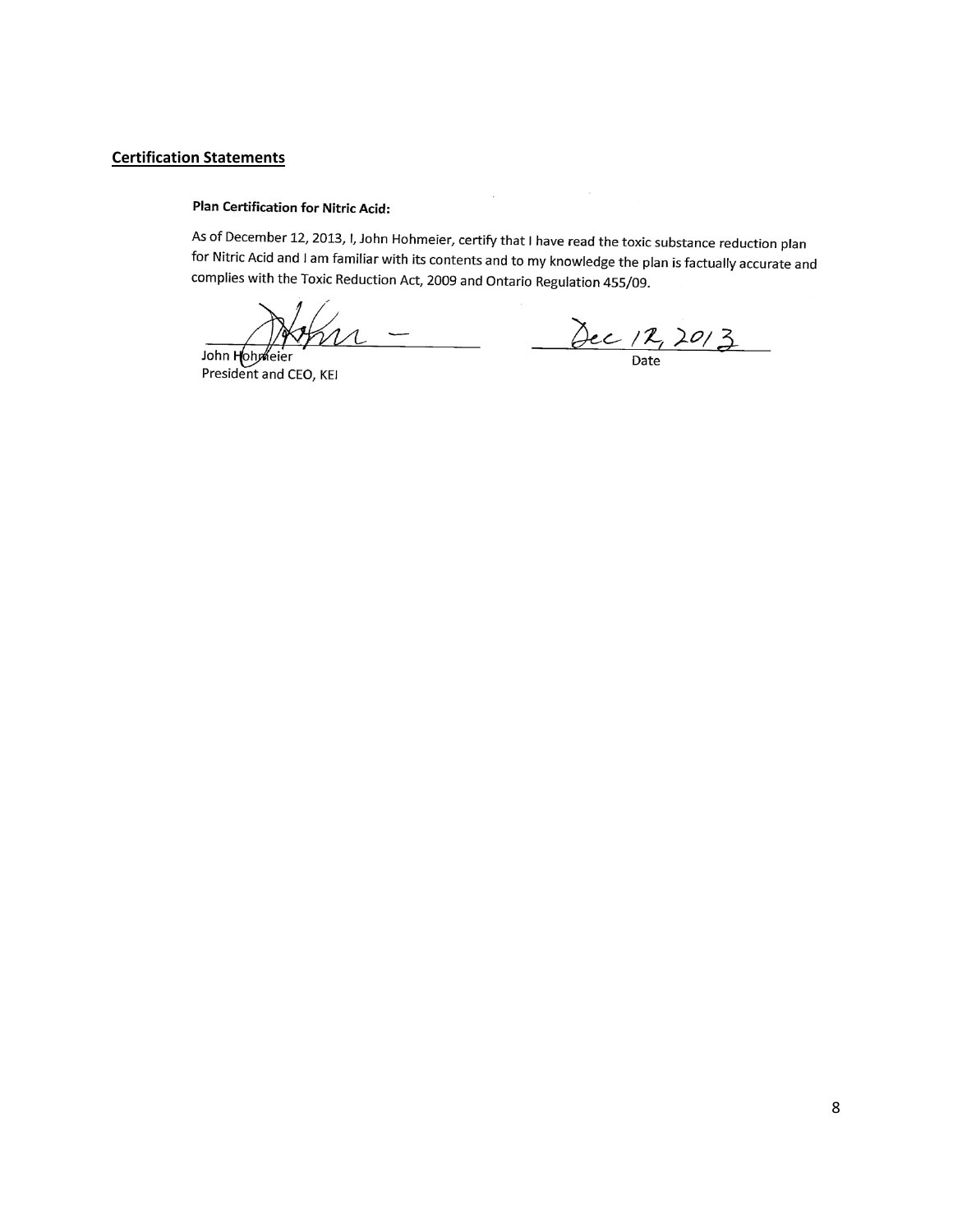## Certification Statements

**Plan Certification for Nitric Acid:**

As of December 12, 2013, I, John Hohmeier, certify that I have read the toxic substance reduction plan for Nitric Acid and I am familiar with its contents and to my knowledge the plan is factually accurate and complies with the Toxic Reduction Act, 2009 and Ontario Regulation 455/09.

John Hohmeier
President and CEO, KEI

Dec 12, 2013
Date